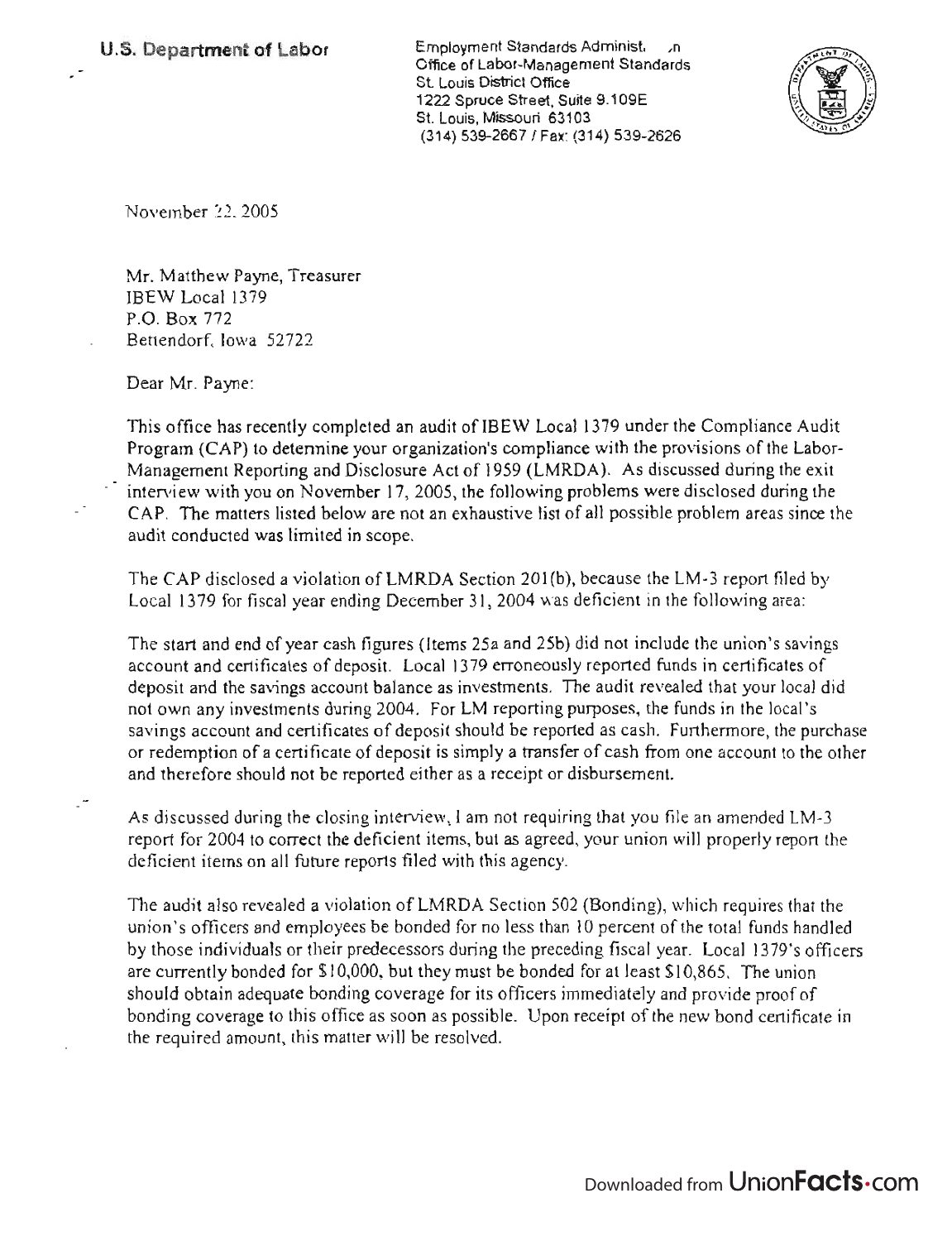**U.S. Department of Labor**

Employment Standards Administration
Office of Labor-Management Standards
St. Louis District Office
1222 Spruce Street, Suite 9.109E
St. Louis, Missouri 63103
(314) 539-2667 / Fax: (314) 539-2626

November 22, 2005

Mr. Matthew Payne, Treasurer
IBEW Local 1379
P.O. Box 772
Bettendorf, Iowa 52722

Dear Mr. Payne:

This office has recently completed an audit of IBEW Local 1379 under the Compliance Audit Program (CAP) to determine your organization's compliance with the provisions of the Labor-Management Reporting and Disclosure Act of 1959 (LMRDA). As discussed during the exit interview with you on November 17, 2005, the following problems were disclosed during the CAP. The matters listed below are not an exhaustive list of all possible problem areas since the audit conducted was limited in scope.

The CAP disclosed a violation of LMRDA Section 201(b), because the LM-3 report filed by Local 1379 for fiscal year ending December 31, 2004 was deficient in the following area:

The start and end of year cash figures (Items 25a and 25b) did not include the union's savings account and certificates of deposit. Local 1379 erroneously reported funds in certificates of deposit and the savings account balance as investments. The audit revealed that your local did not own any investments during 2004. For LM reporting purposes, the funds in the local's savings account and certificates of deposit should be reported as cash. Furthermore, the purchase or redemption of a certificate of deposit is simply a transfer of cash from one account to the other and therefore should not be reported either as a receipt or disbursement.

As discussed during the closing interview, I am not requiring that you file an amended LM-3 report for 2004 to correct the deficient items, but as agreed, your union will properly report the deficient items on all future reports filed with this agency.

The audit also revealed a violation of LMRDA Section 502 (Bonding), which requires that the union's officers and employees be bonded for no less than 10 percent of the total funds handled by those individuals or their predecessors during the preceding fiscal year. Local 1379's officers are currently bonded for $10,000, but they must be bonded for at least $10,865. The union should obtain adequate bonding coverage for its officers immediately and provide proof of bonding coverage to this office as soon as possible. Upon receipt of the new bond certificate in the required amount, this matter will be resolved.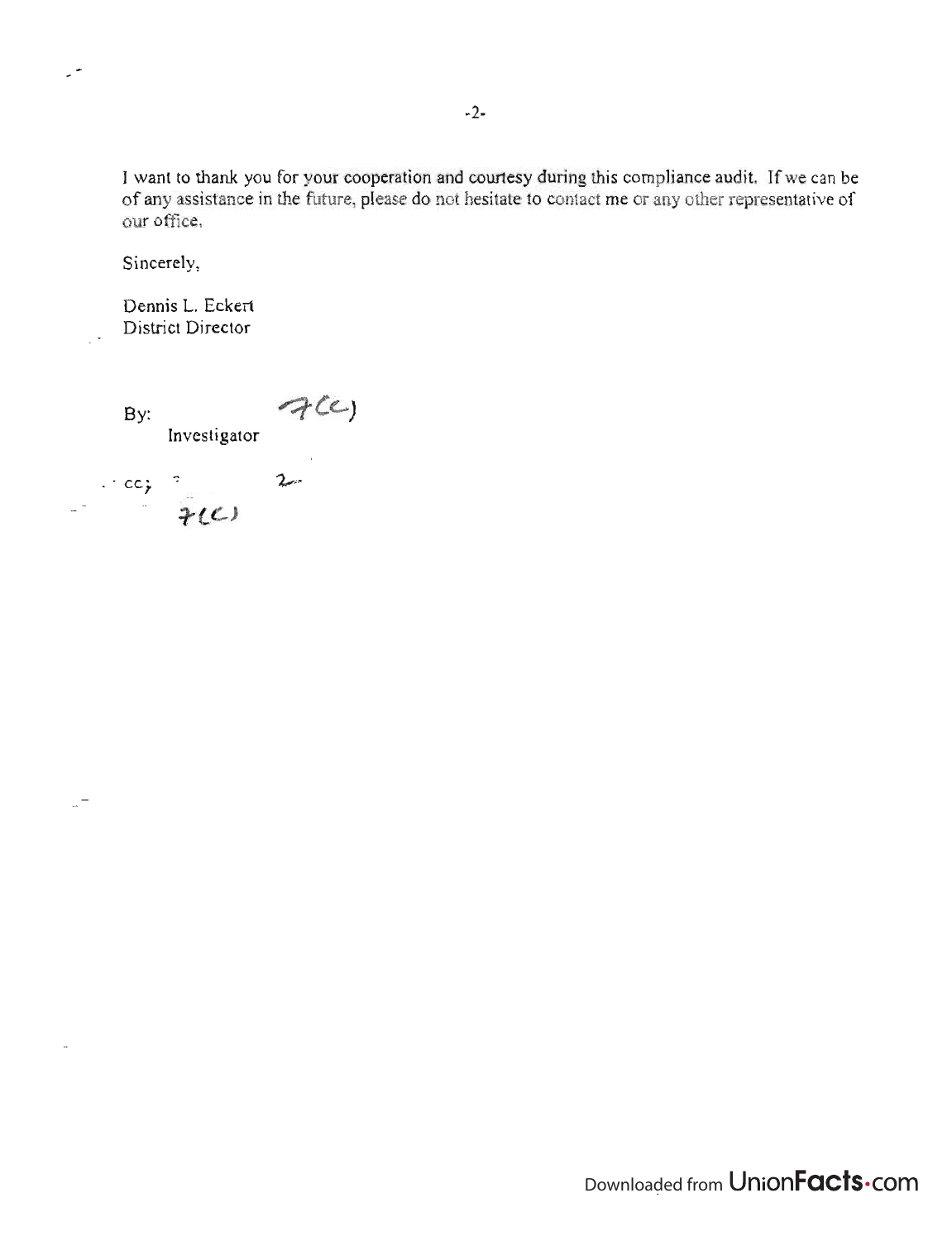I want to thank you for your cooperation and courtesy during this compliance audit. If we can be of any assistance in the future, please do not hesitate to contact me or any other representative of our office.

Sincerely,

Dennis L. Eckert
District Director

By: 7(c)
Investigator

cc: 2
7(c)

Downloaded from UnionFacts.com